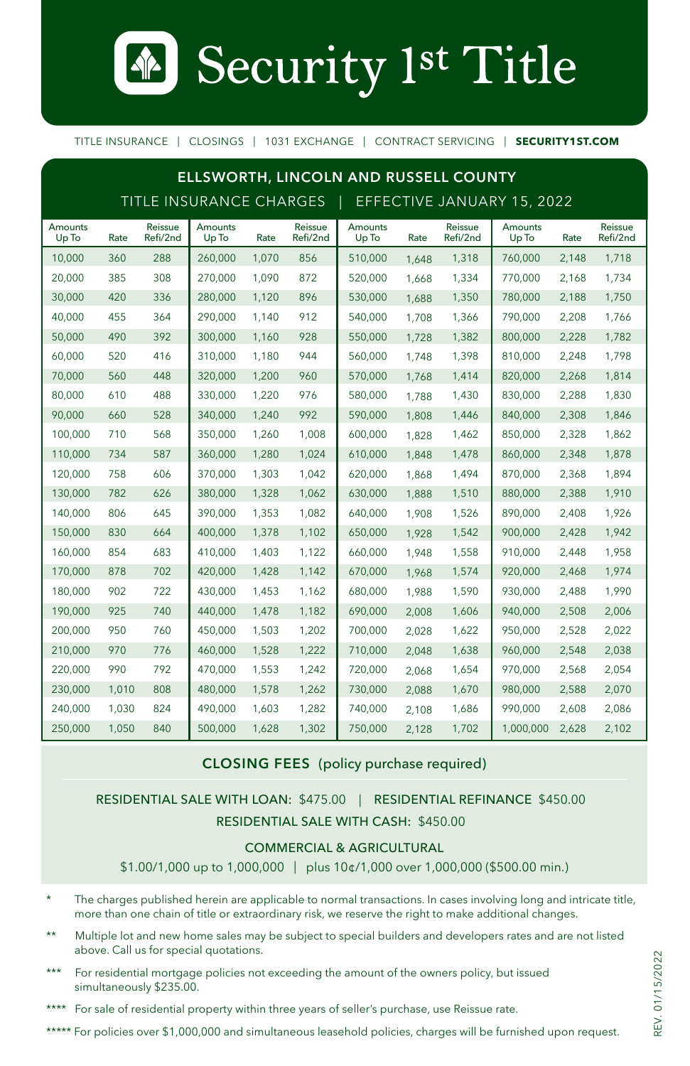# Security 1st Title

TITLE INSURANCE | CLOSINGS | 1031 EXCHANGE | CONTRACT SERVICING | **SECURITY1ST.COM**

## ELLSWORTH, LINCOLN AND RUSSELL COUNTY

TITLE INSURANCE CHARGES | EFFECTIVE JANUARY 15, 2022

| Amounts Up To | Rate | Reissue Refi/2nd | Amounts Up To | Rate | Reissue Refi/2nd | Amounts Up To | Rate | Reissue Refi/2nd | Amounts Up To | Rate | Reissue Refi/2nd |
|---|---|---|---|---|---|---|---|---|---|---|---|
| 10,000 | 360 | 288 | 260,000 | 1,070 | 856 | 510,000 | 1,648 | 1,318 | 760,000 | 2,148 | 1,718 |
| 20,000 | 385 | 308 | 270,000 | 1,090 | 872 | 520,000 | 1,668 | 1,334 | 770,000 | 2,168 | 1,734 |
| 30,000 | 420 | 336 | 280,000 | 1,120 | 896 | 530,000 | 1,688 | 1,350 | 780,000 | 2,188 | 1,750 |
| 40,000 | 455 | 364 | 290,000 | 1,140 | 912 | 540,000 | 1,708 | 1,366 | 790,000 | 2,208 | 1,766 |
| 50,000 | 490 | 392 | 300,000 | 1,160 | 928 | 550,000 | 1,728 | 1,382 | 800,000 | 2,228 | 1,782 |
| 60,000 | 520 | 416 | 310,000 | 1,180 | 944 | 560,000 | 1,748 | 1,398 | 810,000 | 2,248 | 1,798 |
| 70,000 | 560 | 448 | 320,000 | 1,200 | 960 | 570,000 | 1,768 | 1,414 | 820,000 | 2,268 | 1,814 |
| 80,000 | 610 | 488 | 330,000 | 1,220 | 976 | 580,000 | 1,788 | 1,430 | 830,000 | 2,288 | 1,830 |
| 90,000 | 660 | 528 | 340,000 | 1,240 | 992 | 590,000 | 1,808 | 1,446 | 840,000 | 2,308 | 1,846 |
| 100,000 | 710 | 568 | 350,000 | 1,260 | 1,008 | 600,000 | 1,828 | 1,462 | 850,000 | 2,328 | 1,862 |
| 110,000 | 734 | 587 | 360,000 | 1,280 | 1,024 | 610,000 | 1,848 | 1,478 | 860,000 | 2,348 | 1,878 |
| 120,000 | 758 | 606 | 370,000 | 1,303 | 1,042 | 620,000 | 1,868 | 1,494 | 870,000 | 2,368 | 1,894 |
| 130,000 | 782 | 626 | 380,000 | 1,328 | 1,062 | 630,000 | 1,888 | 1,510 | 880,000 | 2,388 | 1,910 |
| 140,000 | 806 | 645 | 390,000 | 1,353 | 1,082 | 640,000 | 1,908 | 1,526 | 890,000 | 2,408 | 1,926 |
| 150,000 | 830 | 664 | 400,000 | 1,378 | 1,102 | 650,000 | 1,928 | 1,542 | 900,000 | 2,428 | 1,942 |
| 160,000 | 854 | 683 | 410,000 | 1,403 | 1,122 | 660,000 | 1,948 | 1,558 | 910,000 | 2,448 | 1,958 |
| 170,000 | 878 | 702 | 420,000 | 1,428 | 1,142 | 670,000 | 1,968 | 1,574 | 920,000 | 2,468 | 1,974 |
| 180,000 | 902 | 722 | 430,000 | 1,453 | 1,162 | 680,000 | 1,988 | 1,590 | 930,000 | 2,488 | 1,990 |
| 190,000 | 925 | 740 | 440,000 | 1,478 | 1,182 | 690,000 | 2,008 | 1,606 | 940,000 | 2,508 | 2,006 |
| 200,000 | 950 | 760 | 450,000 | 1,503 | 1,202 | 700,000 | 2,028 | 1,622 | 950,000 | 2,528 | 2,022 |
| 210,000 | 970 | 776 | 460,000 | 1,528 | 1,222 | 710,000 | 2,048 | 1,638 | 960,000 | 2,548 | 2,038 |
| 220,000 | 990 | 792 | 470,000 | 1,553 | 1,242 | 720,000 | 2,068 | 1,654 | 970,000 | 2,568 | 2,054 |
| 230,000 | 1,010 | 808 | 480,000 | 1,578 | 1,262 | 730,000 | 2,088 | 1,670 | 980,000 | 2,588 | 2,070 |
| 240,000 | 1,030 | 824 | 490,000 | 1,603 | 1,282 | 740,000 | 2,108 | 1,686 | 990,000 | 2,608 | 2,086 |
| 250,000 | 1,050 | 840 | 500,000 | 1,628 | 1,302 | 750,000 | 2,128 | 1,702 | 1,000,000 | 2,628 | 2,102 |

### CLOSING FEES (policy purchase required)

RESIDENTIAL SALE WITH LOAN: $475.00 | RESIDENTIAL REFINANCE $450.00

RESIDENTIAL SALE WITH CASH: $450.00

COMMERCIAL & AGRICULTURAL

$1.00/1,000 up to 1,000,000 | plus 10¢/1,000 over 1,000,000 ($500.00 min.)

* The charges published herein are applicable to normal transactions. In cases involving long and intricate title, more than one chain of title or extraordinary risk, we reserve the right to make additional changes.

** Multiple lot and new home sales may be subject to special builders and developers rates and are not listed above. Call us for special quotations.

*** For residential mortgage policies not exceeding the amount of the owners policy, but issued simultaneously $235.00.

**** For sale of residential property within three years of seller's purchase, use Reissue rate.

***** For policies over $1,000,000 and simultaneous leasehold policies, charges will be furnished upon request.

REV. 01/15/2022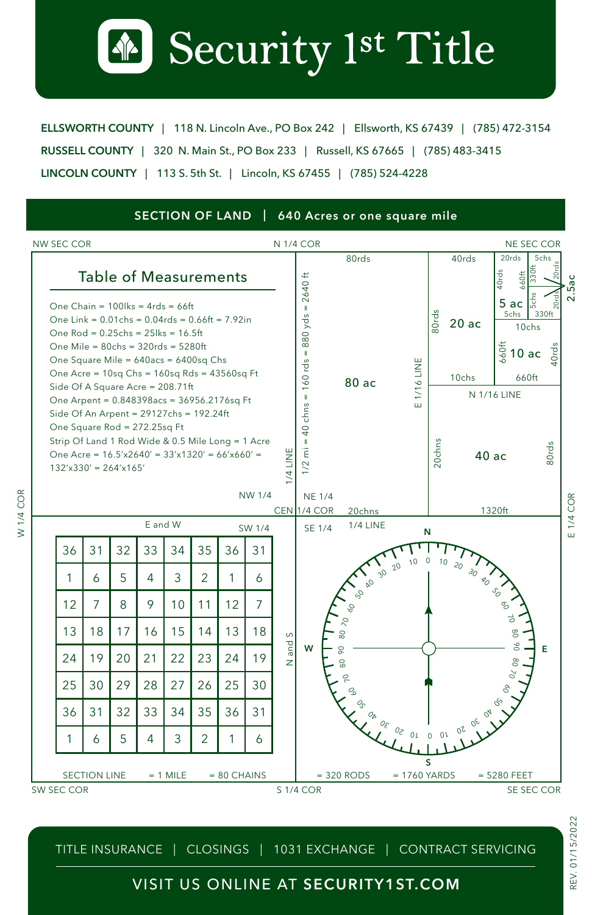# Security 1st Title

**ELLSWORTH COUNTY** | 118 N. Lincoln Ave., PO Box 242 | Ellsworth, KS 67439 | (785) 472-3154

**RUSSELL COUNTY** | 320 N. Main St., PO Box 233 | Russell, KS 67665 | (785) 483-3415

**LINCOLN COUNTY** | 113 S. 5th St. | Lincoln, KS 67455 | (785) 524-4228

## SECTION OF LAND | 640 Acres or one square mile

NW SEC COR

N 1/4 COR

NE SEC COR

### Table of Measurements

One Chain = 100lks = 4rds = 66ft
One Link = 0.01chs = 0.04rds = 0.66ft = 7.92in
One Rod = 0.25chs = 25lks = 16.5ft
One Mile = 80chs = 320rds = 5280ft
One Square Mile = 640acs = 6400sq Chs
One Acre = 10sq Chs = 160sq Rds = 43560sq Ft
Side Of A Square Acre = 208.71ft
One Arpent = 0.848398acs = 36956.2176sq Ft
Side Of An Arpent = 29127chs = 192.24ft
One Square Rod = 272.25sq Ft
Strip Of Land 1 Rod Wide & 0.5 Mile Long = 1 Acre
One Acre = 16.5'x2640' = 33'x1320' = 66'x660' = 132'x330' = 264'x165'

1/4 LINE

1/2 mi = 40 chns = 160 rds = 880 yds = 2640 ft

80rds

80 ac

E 1/16 LINE

40rds

80rds

20 ac

10chs

20rds

5chs

40rds

660ft

330ft

20rds

5 ac

5chs

330ft

5chs

20rds

2.5ac

10chs

660ft

10 ac

40rds

660ft

N 1/16 LINE

20chns

40 ac

80rds

NW 1/4

NE 1/4

W 1/4 COR

CEN 1/4 COR

20chns

1320ft

E 1/4 COR

E and W

SW 1/4

SE 1/4

1/4 LINE

| | | | | | | | |
|---|---|---|---|---|---|---|---|
| 36 | 31 | 32 | 33 | 34 | 35 | 36 | 31 |
| 1 | 6 | 5 | 4 | 3 | 2 | 1 | 6 |
| 12 | 7 | 8 | 9 | 10 | 11 | 12 | 7 |
| 13 | 18 | 17 | 16 | 15 | 14 | 13 | 18 |
| 24 | 19 | 20 | 21 | 22 | 23 | 24 | 19 |
| 25 | 30 | 29 | 28 | 27 | 26 | 25 | 30 |
| 36 | 31 | 32 | 33 | 34 | 35 | 36 | 31 |
| 1 | 6 | 5 | 4 | 3 | 2 | 1 | 6 |

N and S

N

W

E

S

0 10 20 30 40 50 60 70 80 90

SECTION LINE = 1 MILE = 80 CHAINS = 320 RODS = 1760 YARDS = 5280 FEET

SW SEC COR

S 1/4 COR

SE SEC COR

TITLE INSURANCE | CLOSINGS | 1031 EXCHANGE | CONTRACT SERVICING

VISIT US ONLINE AT **SECURITY1ST.COM**

REV. 01/15/2022